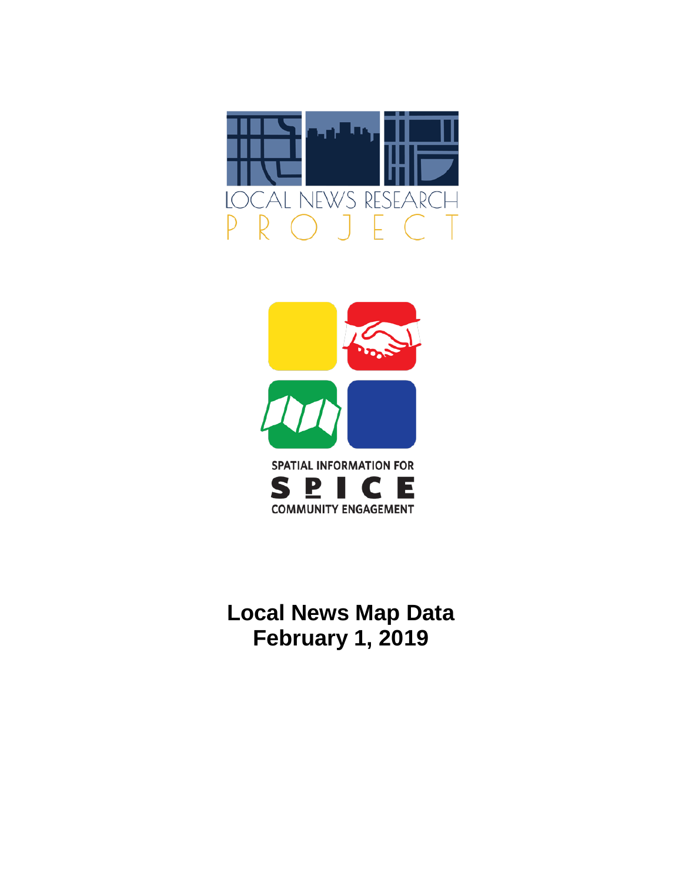LOCAL NEWS RESEARCH PROJECT

SPATIAL INFORMATION FOR COMMUNITY ENGAGEMENT

SPICE

# Local News Map Data
# February 1, 2019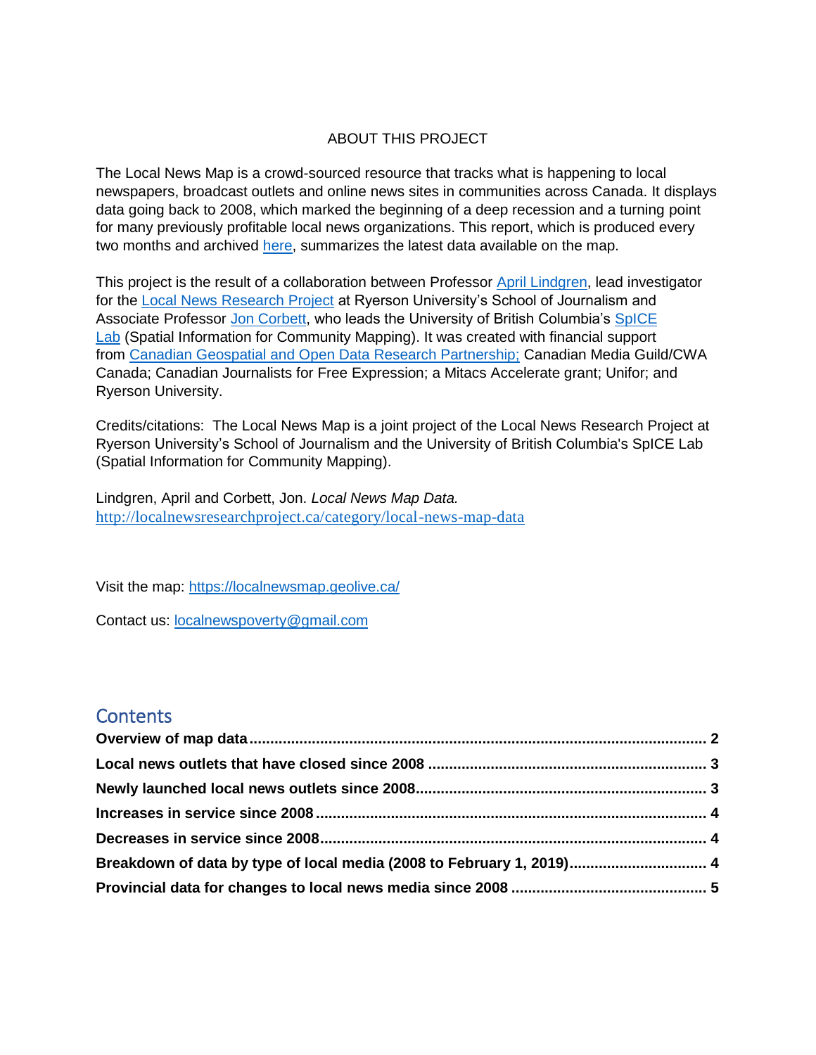# ABOUT THIS PROJECT

The Local News Map is a crowd-sourced resource that tracks what is happening to local newspapers, broadcast outlets and online news sites in communities across Canada. It displays data going back to 2008, which marked the beginning of a deep recession and a turning point for many previously profitable local news organizations. This report, which is produced every two months and archived here, summarizes the latest data available on the map.

This project is the result of a collaboration between Professor April Lindgren, lead investigator for the Local News Research Project at Ryerson University's School of Journalism and Associate Professor Jon Corbett, who leads the University of British Columbia's SpICE Lab (Spatial Information for Community Mapping). It was created with financial support from Canadian Geospatial and Open Data Research Partnership; Canadian Media Guild/CWA Canada; Canadian Journalists for Free Expression; a Mitacs Accelerate grant; Unifor; and Ryerson University.

Credits/citations: The Local News Map is a joint project of the Local News Research Project at Ryerson University's School of Journalism and the University of British Columbia's SpICE Lab (Spatial Information for Community Mapping).

Lindgren, April and Corbett, Jon. *Local News Map Data.* http://localnewsresearchproject.ca/category/local-news-map-data

Visit the map: https://localnewsmap.geolive.ca/

Contact us: localnewspoverty@gmail.com

## Contents

**Overview of map data** ........ 2
**Local news outlets that have closed since 2008** ........ 3
**Newly launched local news outlets since 2008** ........ 3
**Increases in service since 2008** ........ 4
**Decreases in service since 2008** ........ 4
**Breakdown of data by type of local media (2008 to February 1, 2019)** ........ 4
**Provincial data for changes to local news media since 2008** ........ 5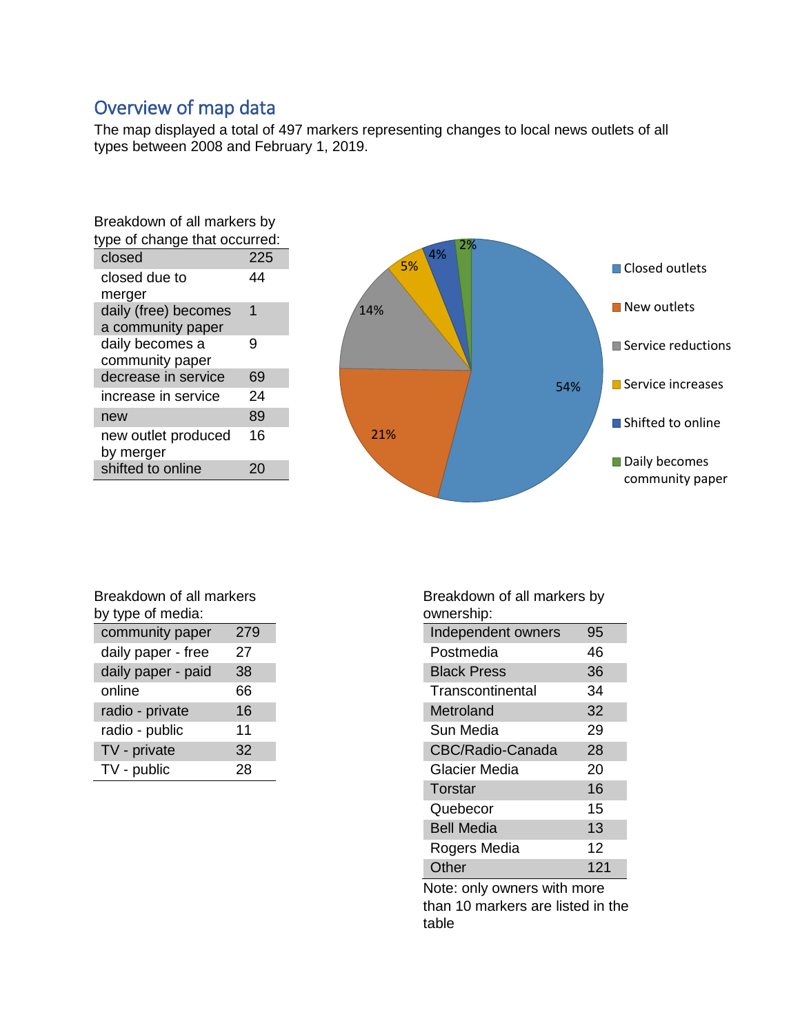## Overview of map data

The map displayed a total of 497 markers representing changes to local news outlets of all types between 2008 and February 1, 2019.

Breakdown of all markers by type of change that occurred:

| | |
|---|---|
| closed | 225 |
| closed due to merger | 44 |
| daily (free) becomes a community paper | 1 |
| daily becomes a community paper | 9 |
| decrease in service | 69 |
| increase in service | 24 |
| new | 89 |
| new outlet produced by merger | 16 |
| shifted to online | 20 |

Closed outlets: 54%
New outlets: 21%
Service reductions: 14%
Service increases: 5%
Shifted to online: 4%
Daily becomes community paper: 2%

Breakdown of all markers by type of media:

| | |
|---|---|
| community paper | 279 |
| daily paper - free | 27 |
| daily paper - paid | 38 |
| online | 66 |
| radio - private | 16 |
| radio - public | 11 |
| TV - private | 32 |
| TV - public | 28 |

Breakdown of all markers by ownership:

| | |
|---|---|
| Independent owners | 95 |
| Postmedia | 46 |
| Black Press | 36 |
| Transcontinental | 34 |
| Metroland | 32 |
| Sun Media | 29 |
| CBC/Radio-Canada | 28 |
| Glacier Media | 20 |
| Torstar | 16 |
| Quebecor | 15 |
| Bell Media | 13 |
| Rogers Media | 12 |
| Other | 121 |

Note: only owners with more than 10 markers are listed in the table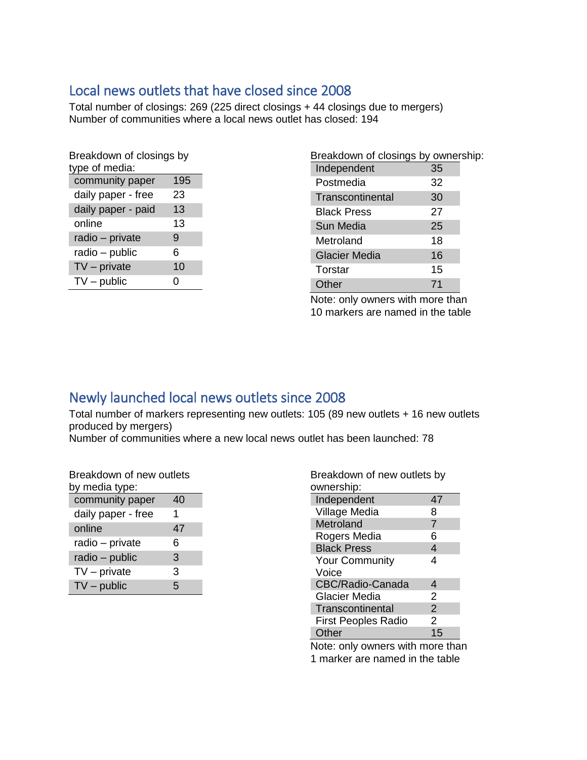## Local news outlets that have closed since 2008

Total number of closings: 269 (225 direct closings + 44 closings due to mergers)
Number of communities where a local news outlet has closed: 194

Breakdown of closings by type of media:

| | |
|---|---|
| community paper | 195 |
| daily paper - free | 23 |
| daily paper - paid | 13 |
| online | 13 |
| radio – private | 9 |
| radio – public | 6 |
| TV – private | 10 |
| TV – public | 0 |

Breakdown of closings by ownership:

| | |
|---|---|
| Independent | 35 |
| Postmedia | 32 |
| Transcontinental | 30 |
| Black Press | 27 |
| Sun Media | 25 |
| Metroland | 18 |
| Glacier Media | 16 |
| Torstar | 15 |
| Other | 71 |

Note: only owners with more than 10 markers are named in the table

## Newly launched local news outlets since 2008

Total number of markers representing new outlets: 105 (89 new outlets + 16 new outlets produced by mergers)
Number of communities where a new local news outlet has been launched: 78

Breakdown of new outlets by media type:

| | |
|---|---|
| community paper | 40 |
| daily paper - free | 1 |
| online | 47 |
| radio – private | 6 |
| radio – public | 3 |
| TV – private | 3 |
| TV – public | 5 |

Breakdown of new outlets by ownership:

| | |
|---|---|
| Independent | 47 |
| Village Media | 8 |
| Metroland | 7 |
| Rogers Media | 6 |
| Black Press | 4 |
| Your Community Voice | 4 |
| CBC/Radio-Canada | 4 |
| Glacier Media | 2 |
| Transcontinental | 2 |
| First Peoples Radio | 2 |
| Other | 15 |

Note: only owners with more than 1 marker are named in the table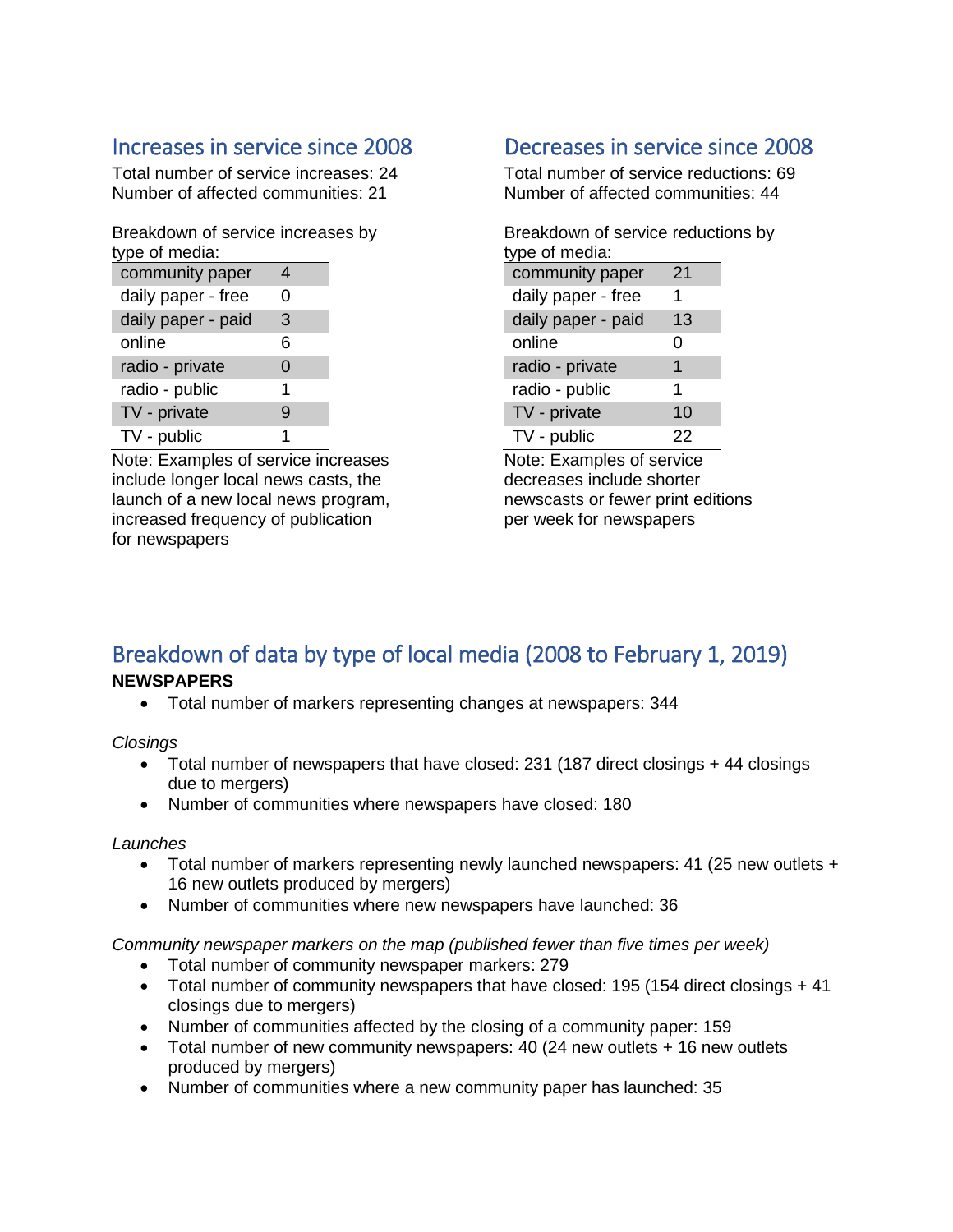## Increases in service since 2008

Total number of service increases: 24
Number of affected communities: 21

Breakdown of service increases by type of media:

| | |
|---|---|
| community paper | 4 |
| daily paper - free | 0 |
| daily paper - paid | 3 |
| online | 6 |
| radio - private | 0 |
| radio - public | 1 |
| TV - private | 9 |
| TV - public | 1 |

Note: Examples of service increases include longer local news casts, the launch of a new local news program, increased frequency of publication for newspapers

## Decreases in service since 2008

Total number of service reductions: 69
Number of affected communities: 44

Breakdown of service reductions by type of media:

| | |
|---|---|
| community paper | 21 |
| daily paper - free | 1 |
| daily paper - paid | 13 |
| online | 0 |
| radio - private | 1 |
| radio - public | 1 |
| TV - private | 10 |
| TV - public | 22 |

Note: Examples of service decreases include shorter newscasts or fewer print editions per week for newspapers

## Breakdown of data by type of local media (2008 to February 1, 2019)

**NEWSPAPERS**

- Total number of markers representing changes at newspapers: 344

*Closings*

- Total number of newspapers that have closed: 231 (187 direct closings + 44 closings due to mergers)
- Number of communities where newspapers have closed: 180

*Launches*

- Total number of markers representing newly launched newspapers: 41 (25 new outlets + 16 new outlets produced by mergers)
- Number of communities where new newspapers have launched: 36

*Community newspaper markers on the map (published fewer than five times per week)*

- Total number of community newspaper markers: 279
- Total number of community newspapers that have closed: 195 (154 direct closings + 41 closings due to mergers)
- Number of communities affected by the closing of a community paper: 159
- Total number of new community newspapers: 40 (24 new outlets + 16 new outlets produced by mergers)
- Number of communities where a new community paper has launched: 35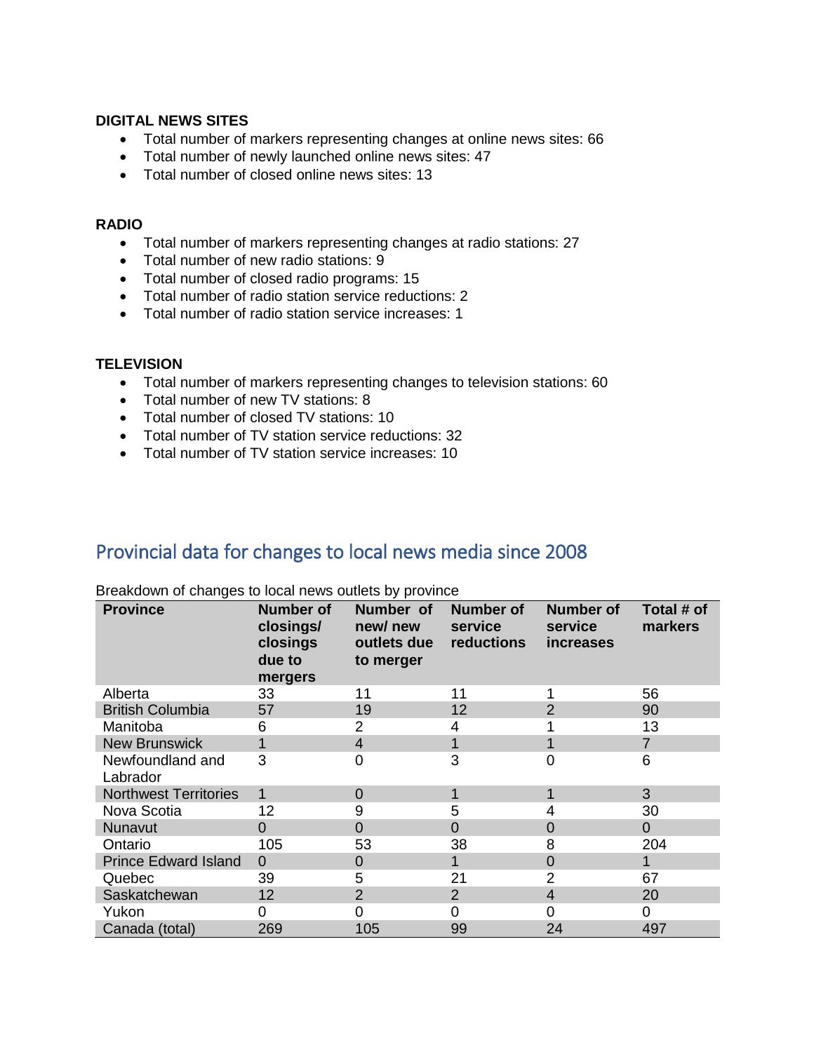**DIGITAL NEWS SITES**

- Total number of markers representing changes at online news sites: 66
- Total number of newly launched online news sites: 47
- Total number of closed online news sites: 13

**RADIO**

- Total number of markers representing changes at radio stations: 27
- Total number of new radio stations: 9
- Total number of closed radio programs: 15
- Total number of radio station service reductions: 2
- Total number of radio station service increases: 1

**TELEVISION**

- Total number of markers representing changes to television stations: 60
- Total number of new TV stations: 8
- Total number of closed TV stations: 10
- Total number of TV station service reductions: 32
- Total number of TV station service increases: 10

## Provincial data for changes to local news media since 2008

Breakdown of changes to local news outlets by province

| Province | Number of closings/ closings due to mergers | Number of new/ new outlets due to merger | Number of service reductions | Number of service increases | Total # of markers |
|---|---|---|---|---|---|
| Alberta | 33 | 11 | 11 | 1 | 56 |
| British Columbia | 57 | 19 | 12 | 2 | 90 |
| Manitoba | 6 | 2 | 4 | 1 | 13 |
| New Brunswick | 1 | 4 | 1 | 1 | 7 |
| Newfoundland and Labrador | 3 | 0 | 3 | 0 | 6 |
| Northwest Territories | 1 | 0 | 1 | 1 | 3 |
| Nova Scotia | 12 | 9 | 5 | 4 | 30 |
| Nunavut | 0 | 0 | 0 | 0 | 0 |
| Ontario | 105 | 53 | 38 | 8 | 204 |
| Prince Edward Island | 0 | 0 | 1 | 0 | 1 |
| Quebec | 39 | 5 | 21 | 2 | 67 |
| Saskatchewan | 12 | 2 | 2 | 4 | 20 |
| Yukon | 0 | 0 | 0 | 0 | 0 |
| Canada (total) | 269 | 105 | 99 | 24 | 497 |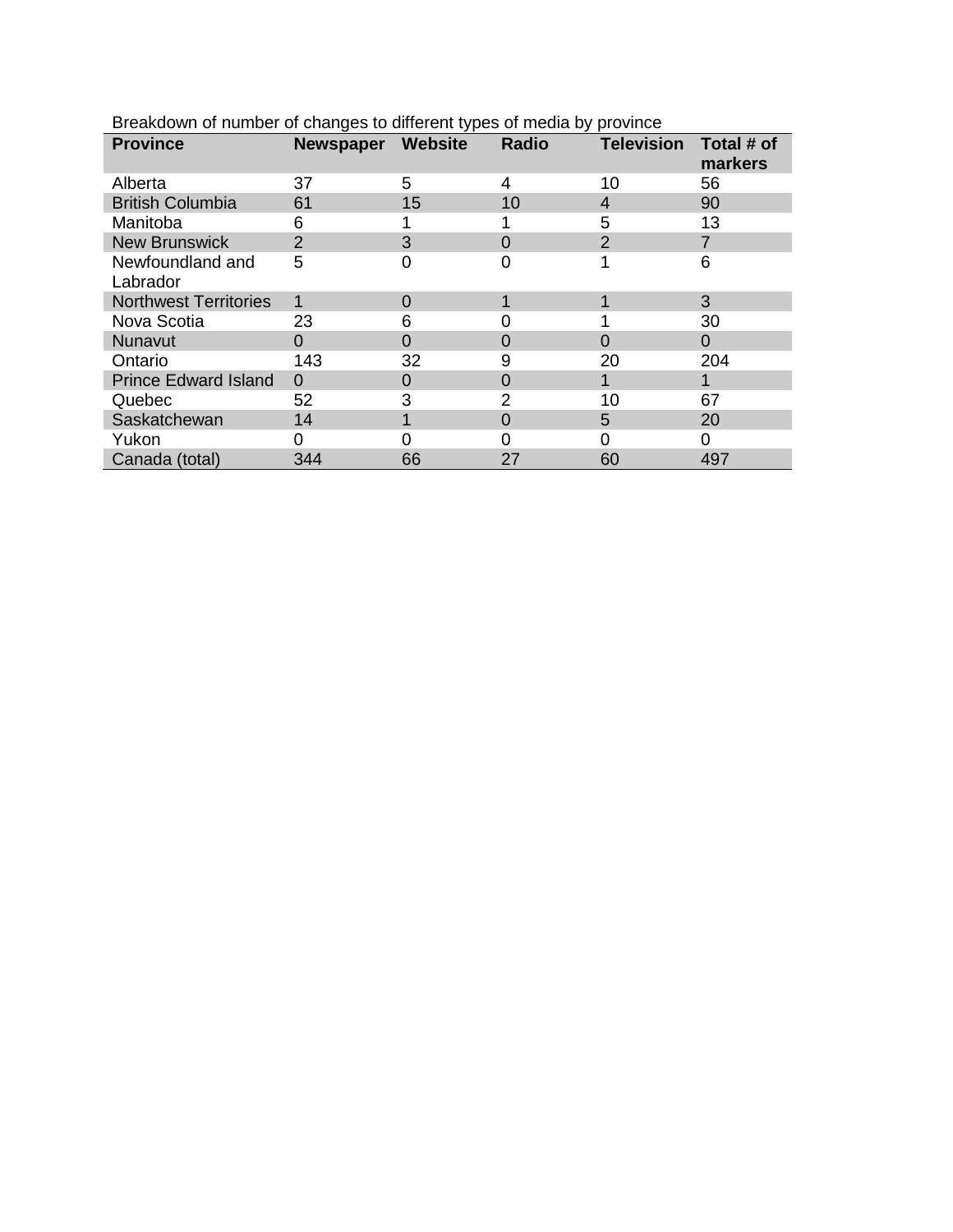Breakdown of number of changes to different types of media by province

| Province | Newspaper | Website | Radio | Television | Total # of markers |
|---|---|---|---|---|---|
| Alberta | 37 | 5 | 4 | 10 | 56 |
| British Columbia | 61 | 15 | 10 | 4 | 90 |
| Manitoba | 6 | 1 | 1 | 5 | 13 |
| New Brunswick | 2 | 3 | 0 | 2 | 7 |
| Newfoundland and Labrador | 5 | 0 | 0 | 1 | 6 |
| Northwest Territories | 1 | 0 | 1 | 1 | 3 |
| Nova Scotia | 23 | 6 | 0 | 1 | 30 |
| Nunavut | 0 | 0 | 0 | 0 | 0 |
| Ontario | 143 | 32 | 9 | 20 | 204 |
| Prince Edward Island | 0 | 0 | 0 | 1 | 1 |
| Quebec | 52 | 3 | 2 | 10 | 67 |
| Saskatchewan | 14 | 1 | 0 | 5 | 20 |
| Yukon | 0 | 0 | 0 | 0 | 0 |
| Canada (total) | 344 | 66 | 27 | 60 | 497 |